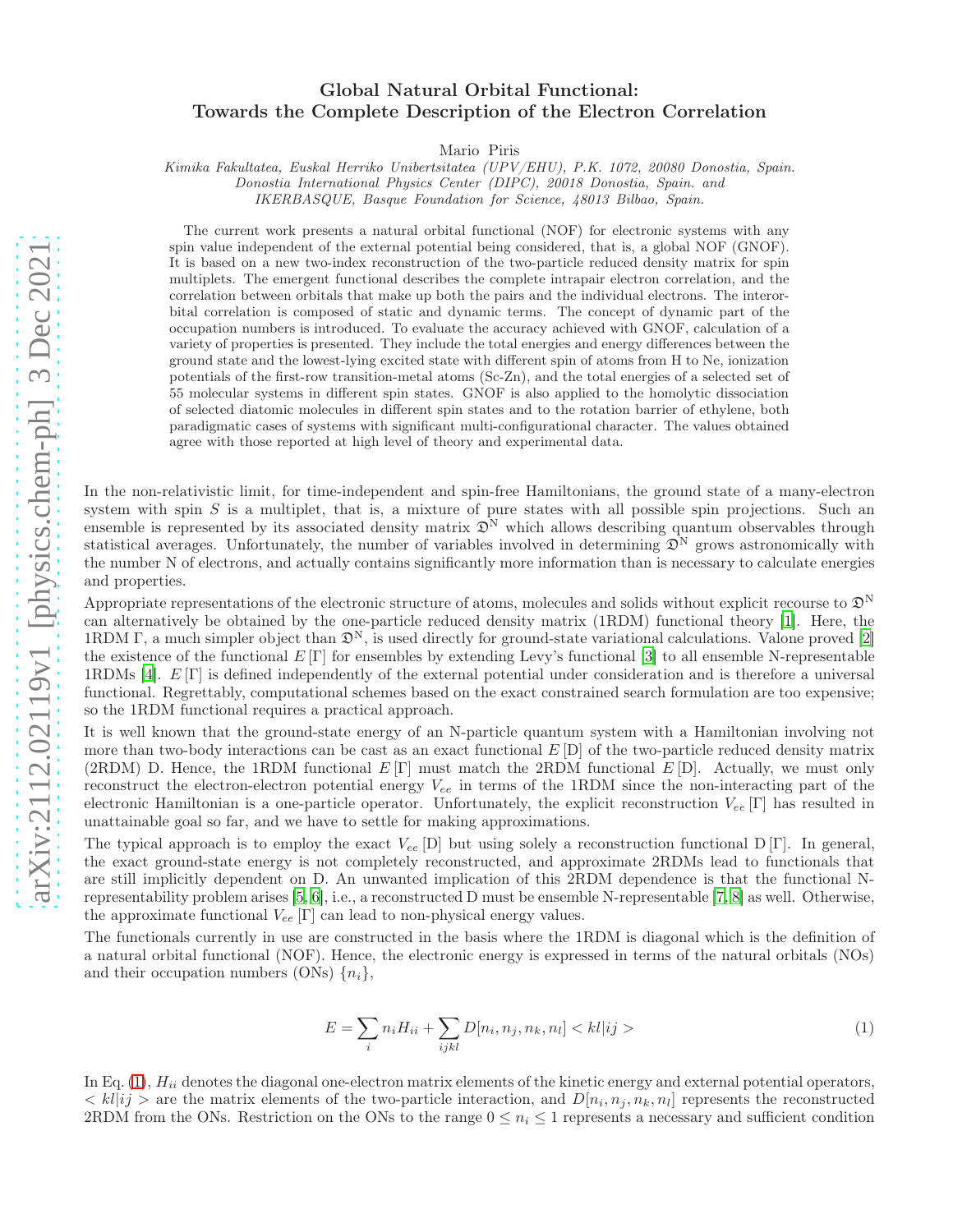# Global Natural Orbital Functional: Towards the Complete Description of the Electron Correlation

Mario Piris

*Kimika Fakultatea, Euskal Herriko Unibertsitatea (UPV/EHU), P.K. 1072, 20080 Donostia, Spain.*
*Donostia International Physics Center (DIPC), 20018 Donostia, Spain. and*
*IKERBASQUE, Basque Foundation for Science, 48013 Bilbao, Spain.*

The current work presents a natural orbital functional (NOF) for electronic systems with any spin value independent of the external potential being considered, that is, a global NOF (GNOF). It is based on a new two-index reconstruction of the two-particle reduced density matrix for spin multiplets. The emergent functional describes the complete intrapair electron correlation, and the correlation between orbitals that make up both the pairs and the individual electrons. The interorbital correlation is composed of static and dynamic terms. The concept of dynamic part of the occupation numbers is introduced. To evaluate the accuracy achieved with GNOF, calculation of a variety of properties is presented. They include the total energies and energy differences between the ground state and the lowest-lying excited state with different spin of atoms from H to Ne, ionization potentials of the first-row transition-metal atoms (Sc-Zn), and the total energies of a selected set of 55 molecular systems in different spin states. GNOF is also applied to the homolytic dissociation of selected diatomic molecules in different spin states and to the rotation barrier of ethylene, both paradigmatic cases of systems with significant multi-configurational character. The values obtained agree with those reported at high level of theory and experimental data.

In the non-relativistic limit, for time-independent and spin-free Hamiltonians, the ground state of a many-electron system with spin $S$ is a multiplet, that is, a mixture of pure states with all possible spin projections. Such an ensemble is represented by its associated density matrix $\mathfrak{D}^{\mathrm{N}}$ which allows describing quantum observables through statistical averages. Unfortunately, the number of variables involved in determining $\mathfrak{D}^{\mathrm{N}}$ grows astronomically with the number N of electrons, and actually contains significantly more information than is necessary to calculate energies and properties.

Appropriate representations of the electronic structure of atoms, molecules and solids without explicit recourse to $\mathfrak{D}^{\mathrm{N}}$ can alternatively be obtained by the one-particle reduced density matrix (1RDM) functional theory [1]. Here, the 1RDM $\Gamma$, a much simpler object than $\mathfrak{D}^{\mathrm{N}}$, is used directly for ground-state variational calculations. Valone proved [2] the existence of the functional $E[\Gamma]$ for ensembles by extending Levy's functional [3] to all ensemble N-representable 1RDMs [4]. $E[\Gamma]$ is defined independently of the external potential under consideration and is therefore a universal functional. Regrettably, computational schemes based on the exact constrained search formulation are too expensive; so the 1RDM functional requires a practical approach.

It is well known that the ground-state energy of an N-particle quantum system with a Hamiltonian involving not more than two-body interactions can be cast as an exact functional $E[\mathrm{D}]$ of the two-particle reduced density matrix (2RDM) D. Hence, the 1RDM functional $E[\Gamma]$ must match the 2RDM functional $E[\mathrm{D}]$. Actually, we must only reconstruct the electron-electron potential energy $V_{ee}$ in terms of the 1RDM since the non-interacting part of the electronic Hamiltonian is a one-particle operator. Unfortunately, the explicit reconstruction $V_{ee}[\Gamma]$ has resulted in unattainable goal so far, and we have to settle for making approximations.

The typical approach is to employ the exact $V_{ee}[\mathrm{D}]$ but using solely a reconstruction functional $\mathrm{D}[\Gamma]$. In general, the exact ground-state energy is not completely reconstructed, and approximate 2RDMs lead to functionals that are still implicitly dependent on D. An unwanted implication of this 2RDM dependence is that the functional N-representability problem arises [5, 6], i.e., a reconstructed D must be ensemble N-representable [7, 8] as well. Otherwise, the approximate functional $V_{ee}[\Gamma]$ can lead to non-physical energy values.

The functionals currently in use are constructed in the basis where the 1RDM is diagonal which is the definition of a natural orbital functional (NOF). Hence, the electronic energy is expressed in terms of the natural orbitals (NOs) and their occupation numbers (ONs) $\{n_i\}$,

$$E = \sum_i n_i H_{ii} + \sum_{ijkl} D[n_i, n_j, n_k, n_l] < kl|ij > \tag{1}$$

In Eq. (1), $H_{ii}$ denotes the diagonal one-electron matrix elements of the kinetic energy and external potential operators, $< kl|ij >$ are the matrix elements of the two-particle interaction, and $D[n_i, n_j, n_k, n_l]$ represents the reconstructed 2RDM from the ONs. Restriction on the ONs to the range $0 \leq n_i \leq 1$ represents a necessary and sufficient condition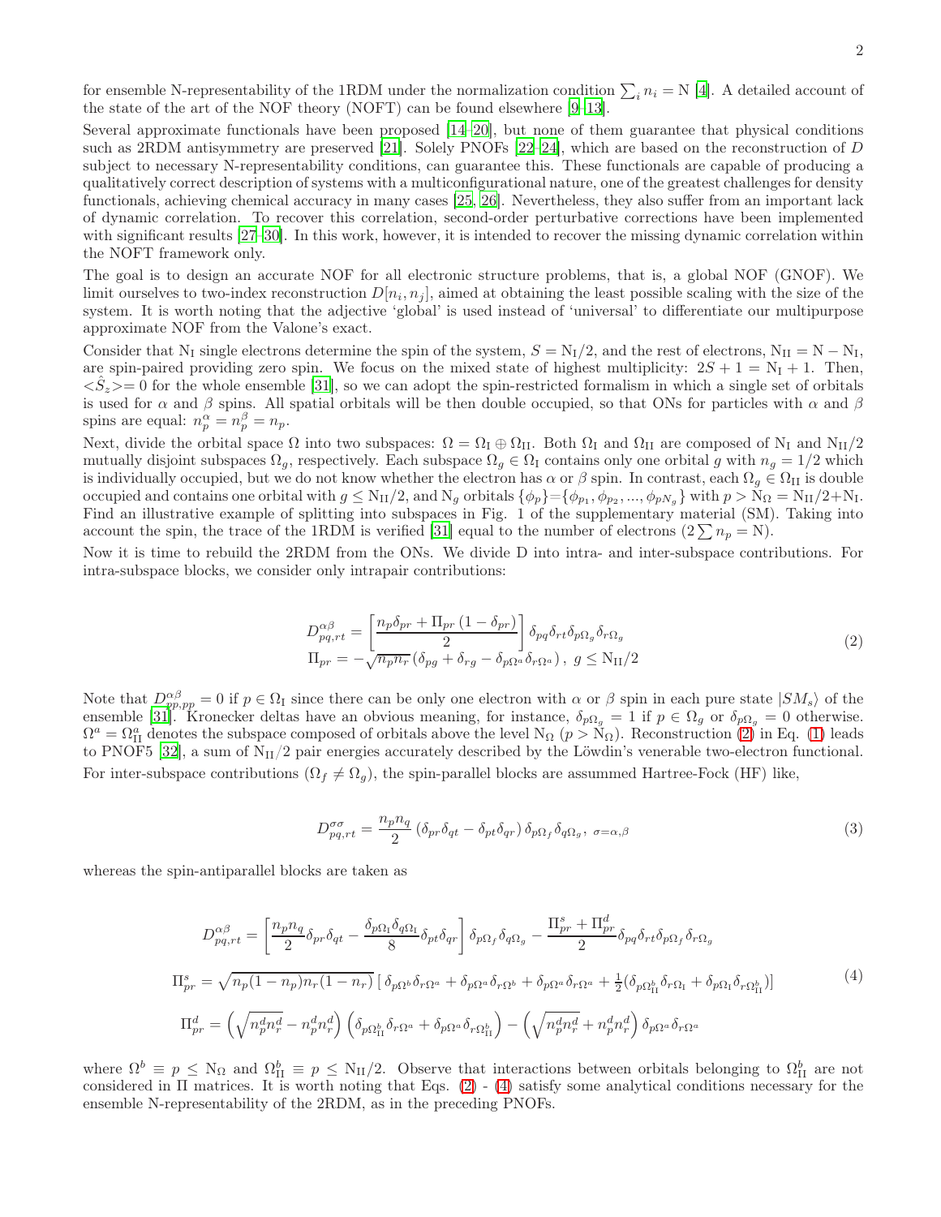for ensemble N-representability of the 1RDM under the normalization condition $\sum_i n_i = \mathrm{N}$ [4]. A detailed account of the state of the art of the NOF theory (NOFT) can be found elsewhere [9–13].

Several approximate functionals have been proposed [14–20], but none of them guarantee that physical conditions such as 2RDM antisymmetry are preserved [21]. Solely PNOFs [22–24], which are based on the reconstruction of $D$ subject to necessary N-representability conditions, can guarantee this. These functionals are capable of producing a qualitatively correct description of systems with a multiconfigurational nature, one of the greatest challenges for density functionals, achieving chemical accuracy in many cases [25, 26]. Nevertheless, they also suffer from an important lack of dynamic correlation. To recover this correlation, second-order perturbative corrections have been implemented with significant results [27–30]. In this work, however, it is intended to recover the missing dynamic correlation within the NOFT framework only.

The goal is to design an accurate NOF for all electronic structure problems, that is, a global NOF (GNOF). We limit ourselves to two-index reconstruction $D[n_i, n_j]$, aimed at obtaining the least possible scaling with the size of the system. It is worth noting that the adjective 'global' is used instead of 'universal' to differentiate our multipurpose approximate NOF from the Valone's exact.

Consider that $\mathrm{N_I}$ single electrons determine the spin of the system, $S = \mathrm{N_I}/2$, and the rest of electrons, $\mathrm{N_{II}} = \mathrm{N} - \mathrm{N_I}$, are spin-paired providing zero spin. We focus on the mixed state of highest multiplicity: $2S + 1 = \mathrm{N_I} + 1$. Then, $<\hat{S}_z>= 0$ for the whole ensemble [31], so we can adopt the spin-restricted formalism in which a single set of orbitals is used for $\alpha$ and $\beta$ spins. All spatial orbitals will be then double occupied, so that ONs for particles with $\alpha$ and $\beta$ spins are equal: $n_p^\alpha = n_p^\beta = n_p$.

Next, divide the orbital space $\Omega$ into two subspaces: $\Omega = \Omega_\mathrm{I} \oplus \Omega_\mathrm{II}$. Both $\Omega_\mathrm{I}$ and $\Omega_\mathrm{II}$ are composed of $\mathrm{N_I}$ and $\mathrm{N_{II}}/2$ mutually disjoint subspaces $\Omega_g$, respectively. Each subspace $\Omega_g \in \Omega_\mathrm{I}$ contains only one orbital $g$ with $n_g = 1/2$ which is individually occupied, but we do not know whether the electron has $\alpha$ or $\beta$ spin. In contrast, each $\Omega_g \in \Omega_\mathrm{II}$ is double occupied and contains one orbital with $g \leq \mathrm{N_{II}}/2$, and $\mathrm{N}_g$ orbitals $\{\phi_p\}$=$\{\phi_{p_1}, \phi_{p_2}, ..., \phi_{p\mathrm{N}_g}\}$ with $p > \mathrm{N}_\Omega = \mathrm{N_{II}}/2$+$\mathrm{N_I}$. Find an illustrative example of splitting into subspaces in Fig. 1 of the supplementary material (SM). Taking into account the spin, the trace of the 1RDM is verified [31] equal to the number of electrons ($2\sum n_p = \mathrm{N}$).

Now it is time to rebuild the 2RDM from the ONs. We divide D into intra- and inter-subspace contributions. For intra-subspace blocks, we consider only intrapair contributions:

$$
\begin{aligned}
D^{\alpha\beta}_{pq,rt} &= \left[ \frac{n_p \delta_{pr} + \Pi_{pr}\left(1 - \delta_{pr}\right)}{2} \right] \delta_{pq}\delta_{rt}\delta_{p\Omega_g}\delta_{r\Omega_g} \\
\Pi_{pr} &= -\sqrt{n_p n_r}\left(\delta_{pg} + \delta_{rg} - \delta_{p\Omega^a}\delta_{r\Omega^a}\right),\ g \leq \mathrm{N_{II}}/2
\end{aligned}
\tag{2}
$$

Note that $D^{\alpha\beta}_{pp,pp} = 0$ if $p \in \Omega_\mathrm{I}$ since there can be only one electron with $\alpha$ or $\beta$ spin in each pure state $|SM_s\rangle$ of the ensemble [31]. Kronecker deltas have an obvious meaning, for instance, $\delta_{p\Omega_g} = 1$ if $p \in \Omega_g$ or $\delta_{p\Omega_g} = 0$ otherwise. $\Omega^a = \Omega^a_\mathrm{II}$ denotes the subspace composed of orbitals above the level $\mathrm{N}_\Omega$ ($p > \mathrm{N}_\Omega$). Reconstruction (2) in Eq. (1) leads to PNOF5 [32], a sum of $\mathrm{N_{II}}/2$ pair energies accurately described by the Löwdin's venerable two-electron functional.

For inter-subspace contributions ($\Omega_f \neq \Omega_g$), the spin-parallel blocks are assummed Hartree-Fock (HF) like,

$$
D^{\sigma\sigma}_{pq,rt} = \frac{n_p n_q}{2}\left(\delta_{pr}\delta_{qt} - \delta_{pt}\delta_{qr}\right)\delta_{p\Omega_f}\delta_{q\Omega_g},\ _{\sigma=\alpha,\beta}
\tag{3}
$$

whereas the spin-antiparallel blocks are taken as

$$
\begin{aligned}
D^{\alpha\beta}_{pq,rt} &= \left[ \frac{n_p n_q}{2}\delta_{pr}\delta_{qt} - \frac{\delta_{p\Omega_\mathrm{I}}\delta_{q\Omega_\mathrm{I}}}{8}\delta_{pt}\delta_{qr} \right]\delta_{p\Omega_f}\delta_{q\Omega_g} - \frac{\Pi^s_{pr} + \Pi^d_{pr}}{2}\delta_{pq}\delta_{rt}\delta_{p\Omega_f}\delta_{r\Omega_g} \\
\Pi^s_{pr} &= \sqrt{n_p(1-n_p)n_r(1-n_r)}\left[\delta_{p\Omega^b}\delta_{r\Omega^a} + \delta_{p\Omega^a}\delta_{r\Omega^b} + \delta_{p\Omega^a}\delta_{r\Omega^a} + \tfrac{1}{2}\left(\delta_{p\Omega^b_\mathrm{II}}\delta_{r\Omega_\mathrm{I}} + \delta_{p\Omega_\mathrm{I}}\delta_{r\Omega^b_\mathrm{II}}\right)\right] \\
\Pi^d_{pr} &= \left(\sqrt{n^d_p n^d_r} - n^d_p n^d_r\right)\left(\delta_{p\Omega^b_\mathrm{II}}\delta_{r\Omega^a} + \delta_{p\Omega^a}\delta_{r\Omega^b_\mathrm{II}}\right) - \left(\sqrt{n^d_p n^d_r} + n^d_p n^d_r\right)\delta_{p\Omega^a}\delta_{r\Omega^a}
\end{aligned}
\tag{4}
$$

where $\Omega^b \equiv p \leq \mathrm{N}_\Omega$ and $\Omega^b_\mathrm{II} \equiv p \leq \mathrm{N_{II}}/2$. Observe that interactions between orbitals belonging to $\Omega^b_\mathrm{II}$ are not considered in $\Pi$ matrices. It is worth noting that Eqs. (2) - (4) satisfy some analytical conditions necessary for the ensemble N-representability of the 2RDM, as in the preceding PNOFs.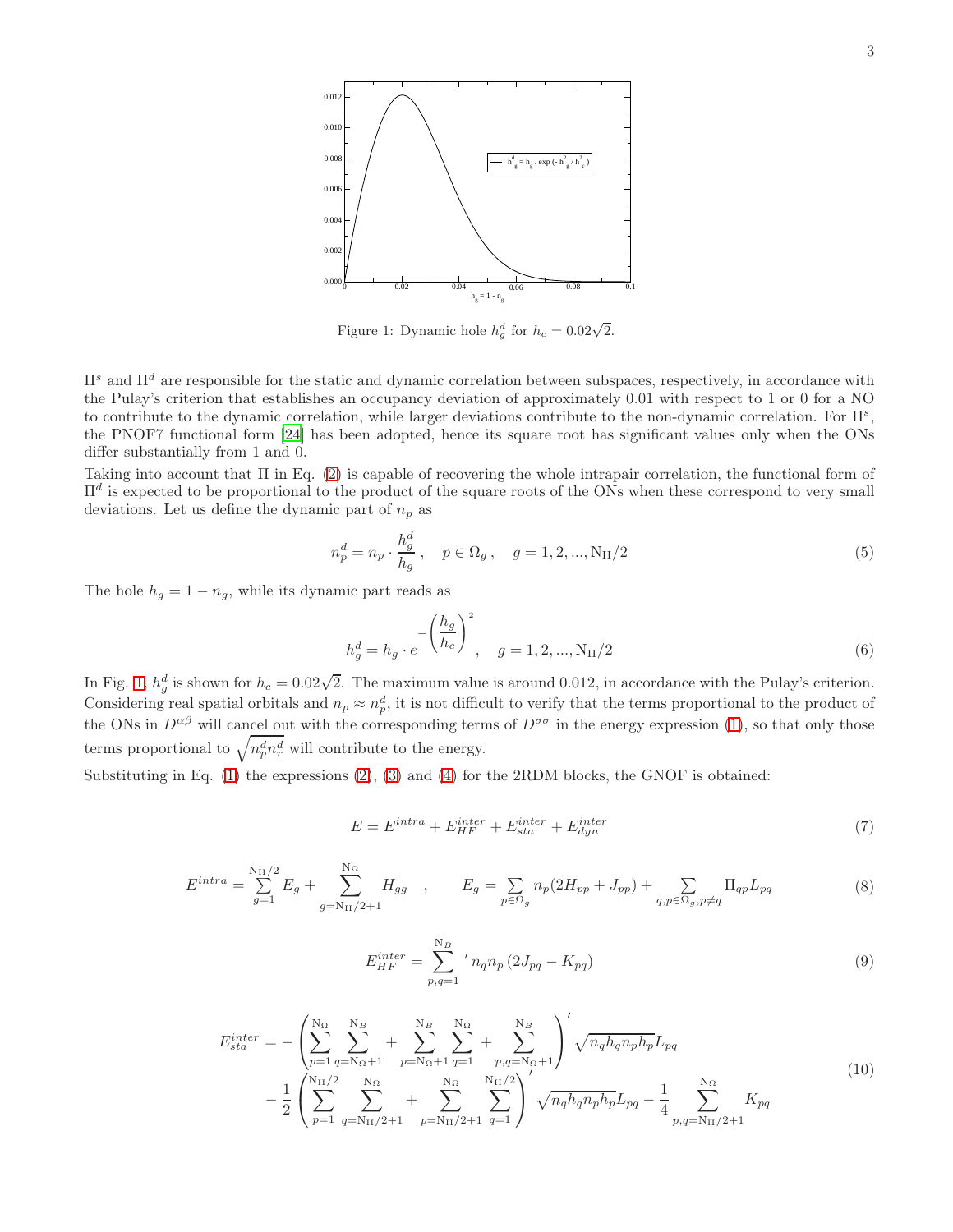Figure 1: Dynamic hole $h_g^d$ for $h_c = 0.02\sqrt{2}$.

$\Pi^s$ and $\Pi^d$ are responsible for the static and dynamic correlation between subspaces, respectively, in accordance with the Pulay's criterion that establishes an occupancy deviation of approximately 0.01 with respect to 1 or 0 for a NO to contribute to the dynamic correlation, while larger deviations contribute to the non-dynamic correlation. For $\Pi^s$, the PNOF7 functional form [24] has been adopted, hence its square root has significant values only when the ONs differ substantially from 1 and 0.

Taking into account that $\Pi$ in Eq. (2) is capable of recovering the whole intrapair correlation, the functional form of $\Pi^d$ is expected to be proportional to the product of the square roots of the ONs when these correspond to very small deviations. Let us define the dynamic part of $n_p$ as

$$n_p^d = n_p \cdot \frac{h_g^d}{h_g}\,, \quad p \in \Omega_g\,, \quad g = 1, 2, ..., \mathrm{N_{II}}/2 \tag{5}$$

The hole $h_g = 1 - n_g$, while its dynamic part reads as

$$h_g^d = h_g \cdot e^{-\left(\dfrac{h_g}{h_c}\right)^2}\,, \quad g = 1, 2, ..., \mathrm{N_{II}}/2 \tag{6}$$

In Fig. 1, $h_g^d$ is shown for $h_c = 0.02\sqrt{2}$. The maximum value is around 0.012, in accordance with the Pulay's criterion. Considering real spatial orbitals and $n_p \approx n_p^d$, it is not difficult to verify that the terms proportional to the product of the ONs in $D^{\alpha\beta}$ will cancel out with the corresponding terms of $D^{\sigma\sigma}$ in the energy expression (1), so that only those terms proportional to $\sqrt{n_p^d n_r^d}$ will contribute to the energy.

Substituting in Eq. (1) the expressions (2), (3) and (4) for the 2RDM blocks, the GNOF is obtained:

$$E = E^{intra} + E_{HF}^{inter} + E_{sta}^{inter} + E_{dyn}^{inter} \tag{7}$$

$$E^{intra} = \sum_{g=1}^{\mathrm{N_{II}}/2} E_g + \sum_{g=\mathrm{N_{II}}/2+1}^{\mathrm{N}_\Omega} H_{gg} \quad , \qquad E_g = \sum_{p\in\Omega_g} n_p (2H_{pp} + J_{pp}) + \sum_{q,p\in\Omega_g, p\neq q} \Pi_{qp} L_{pq} \tag{8}$$

$$E_{HF}^{inter} = \sum_{p,q=1}^{\mathrm{N}_B}{}' \, n_q n_p \left(2J_{pq} - K_{pq}\right) \tag{9}$$

$$\begin{aligned} E_{sta}^{inter} = &-\left(\sum_{p=1}^{\mathrm{N}_\Omega}\sum_{q=\mathrm{N}_\Omega+1}^{\mathrm{N}_B} + \sum_{p=\mathrm{N}_\Omega+1}^{\mathrm{N}_B}\sum_{q=1}^{\mathrm{N}_\Omega} + \sum_{p,q=\mathrm{N}_\Omega+1}^{\mathrm{N}_B}\right)' \sqrt{n_q h_q n_p h_p} L_{pq} \\ &- \frac{1}{2}\left(\sum_{p=1}^{\mathrm{N_{II}}/2}\sum_{q=\mathrm{N_{II}}/2+1}^{\mathrm{N}_\Omega} + \sum_{p=\mathrm{N_{II}}/2+1}^{\mathrm{N}_\Omega}\sum_{q=1}^{\mathrm{N_{II}}/2}\right)' \sqrt{n_q h_q n_p h_p} L_{pq} - \frac{1}{4}\sum_{p,q=\mathrm{N_{II}}/2+1}^{\mathrm{N}_\Omega} K_{pq} \end{aligned} \tag{10}$$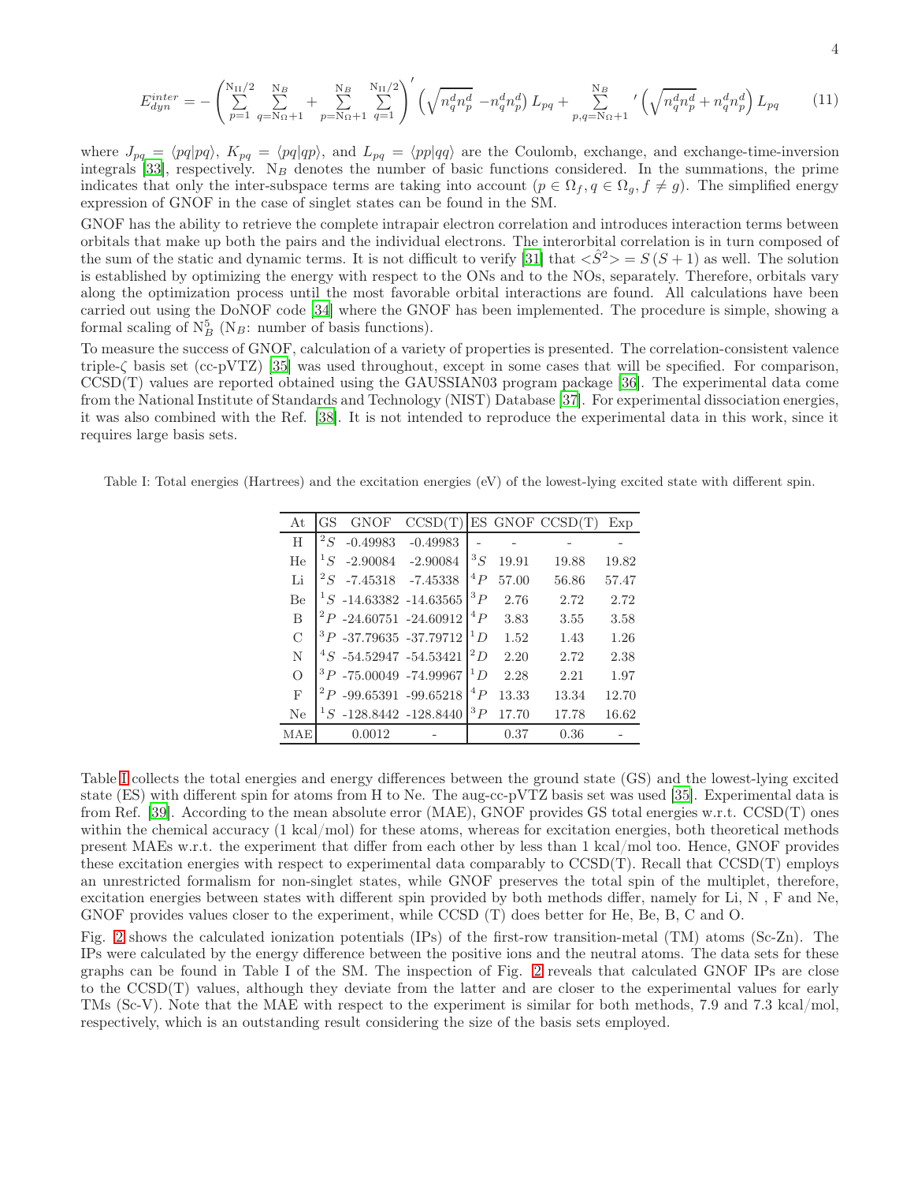$$E_{dyn}^{inter} = -\left(\sum_{p=1}^{\mathrm{N_{II}}/2}\sum_{q=\mathrm{N}_{\Omega}+1}^{\mathrm{N}_B} + \sum_{p=\mathrm{N}_{\Omega}+1}^{\mathrm{N}_B}\sum_{q=1}^{\mathrm{N_{II}}/2}\right)' \left(\sqrt{n_q^d n_p^d} - n_q^d n_p^d\right) L_{pq} + \sum_{p,q=\mathrm{N}_{\Omega}+1}^{\mathrm{N}_B}{}' \left(\sqrt{n_q^d n_p^d} + n_q^d n_p^d\right) L_{pq} \tag{11}$$

where $J_{pq} = \langle pq|pq\rangle$, $K_{pq} = \langle pq|qp\rangle$, and $L_{pq} = \langle pp|qq\rangle$ are the Coulomb, exchange, and exchange-time-inversion integrals [33], respectively. $\mathrm{N}_B$ denotes the number of basic functions considered. In the summations, the prime indicates that only the inter-subspace terms are taking into account ($p \in \Omega_f, q \in \Omega_g, f \neq g$). The simplified energy expression of GNOF in the case of singlet states can be found in the SM.

GNOF has the ability to retrieve the complete intrapair electron correlation and introduces interaction terms between orbitals that make up both the pairs and the individual electrons. The interorbital correlation is in turn composed of the sum of the static and dynamic terms. It is not difficult to verify [31] that $<\hat{S}^2> = S(S+1)$ as well. The solution is established by optimizing the energy with respect to the ONs and to the NOs, separately. Therefore, orbitals vary along the optimization process until the most favorable orbital interactions are found. All calculations have been carried out using the DoNOF code [34] where the GNOF has been implemented. The procedure is simple, showing a formal scaling of $\mathrm{N}_B^5$ ($\mathrm{N}_B$: number of basis functions).

To measure the success of GNOF, calculation of a variety of properties is presented. The correlation-consistent valence triple-$\zeta$ basis set (cc-pVTZ) [35] was used throughout, except in some cases that will be specified. For comparison, CCSD(T) values are reported obtained using the GAUSSIAN03 program package [36]. The experimental data come from the National Institute of Standards and Technology (NIST) Database [37]. For experimental dissociation energies, it was also combined with the Ref. [38]. It is not intended to reproduce the experimental data in this work, since it requires large basis sets.

Table I: Total energies (Hartrees) and the excitation energies (eV) of the lowest-lying excited state with different spin.

| At | GS | GNOF | CCSD(T) | ES | GNOF | CCSD(T) | Exp |
|---|---|---|---|---|---|---|---|
| H | $^2S$ | -0.49983 | -0.49983 | - | - | - | - |
| He | $^1S$ | -2.90084 | -2.90084 | $^3S$ | 19.91 | 19.88 | 19.82 |
| Li | $^2S$ | -7.45318 | -7.45338 | $^4P$ | 57.00 | 56.86 | 57.47 |
| Be | $^1S$ | -14.63382 | -14.63565 | $^3P$ | 2.76 | 2.72 | 2.72 |
| B | $^2P$ | -24.60751 | -24.60912 | $^4P$ | 3.83 | 3.55 | 3.58 |
| C | $^3P$ | -37.79635 | -37.79712 | $^1D$ | 1.52 | 1.43 | 1.26 |
| N | $^4S$ | -54.52947 | -54.53421 | $^2D$ | 2.20 | 2.72 | 2.38 |
| O | $^3P$ | -75.00049 | -74.99967 | $^1D$ | 2.28 | 2.21 | 1.97 |
| F | $^2P$ | -99.65391 | -99.65218 | $^4P$ | 13.33 | 13.34 | 12.70 |
| Ne | $^1S$ | -128.8442 | -128.8440 | $^3P$ | 17.70 | 17.78 | 16.62 |
| MAE | | 0.0012 | - | | 0.37 | 0.36 | - |

Table I collects the total energies and energy differences between the ground state (GS) and the lowest-lying excited state (ES) with different spin for atoms from H to Ne. The aug-cc-pVTZ basis set was used [35]. Experimental data is from Ref. [39]. According to the mean absolute error (MAE), GNOF provides GS total energies w.r.t. CCSD(T) ones within the chemical accuracy (1 kcal/mol) for these atoms, whereas for excitation energies, both theoretical methods present MAEs w.r.t. the experiment that differ from each other by less than 1 kcal/mol too. Hence, GNOF provides these excitation energies with respect to experimental data comparably to CCSD(T). Recall that CCSD(T) employs an unrestricted formalism for non-singlet states, while GNOF preserves the total spin of the multiplet, therefore, excitation energies between states with different spin provided by both methods differ, namely for Li, N , F and Ne, GNOF provides values closer to the experiment, while CCSD (T) does better for He, Be, B, C and O.

Fig. 2 shows the calculated ionization potentials (IPs) of the first-row transition-metal (TM) atoms (Sc-Zn). The IPs were calculated by the energy difference between the positive ions and the neutral atoms. The data sets for these graphs can be found in Table I of the SM. The inspection of Fig. 2 reveals that calculated GNOF IPs are close to the CCSD(T) values, although they deviate from the latter and are closer to the experimental values for early TMs (Sc-V). Note that the MAE with respect to the experiment is similar for both methods, 7.9 and 7.3 kcal/mol, respectively, which is an outstanding result considering the size of the basis sets employed.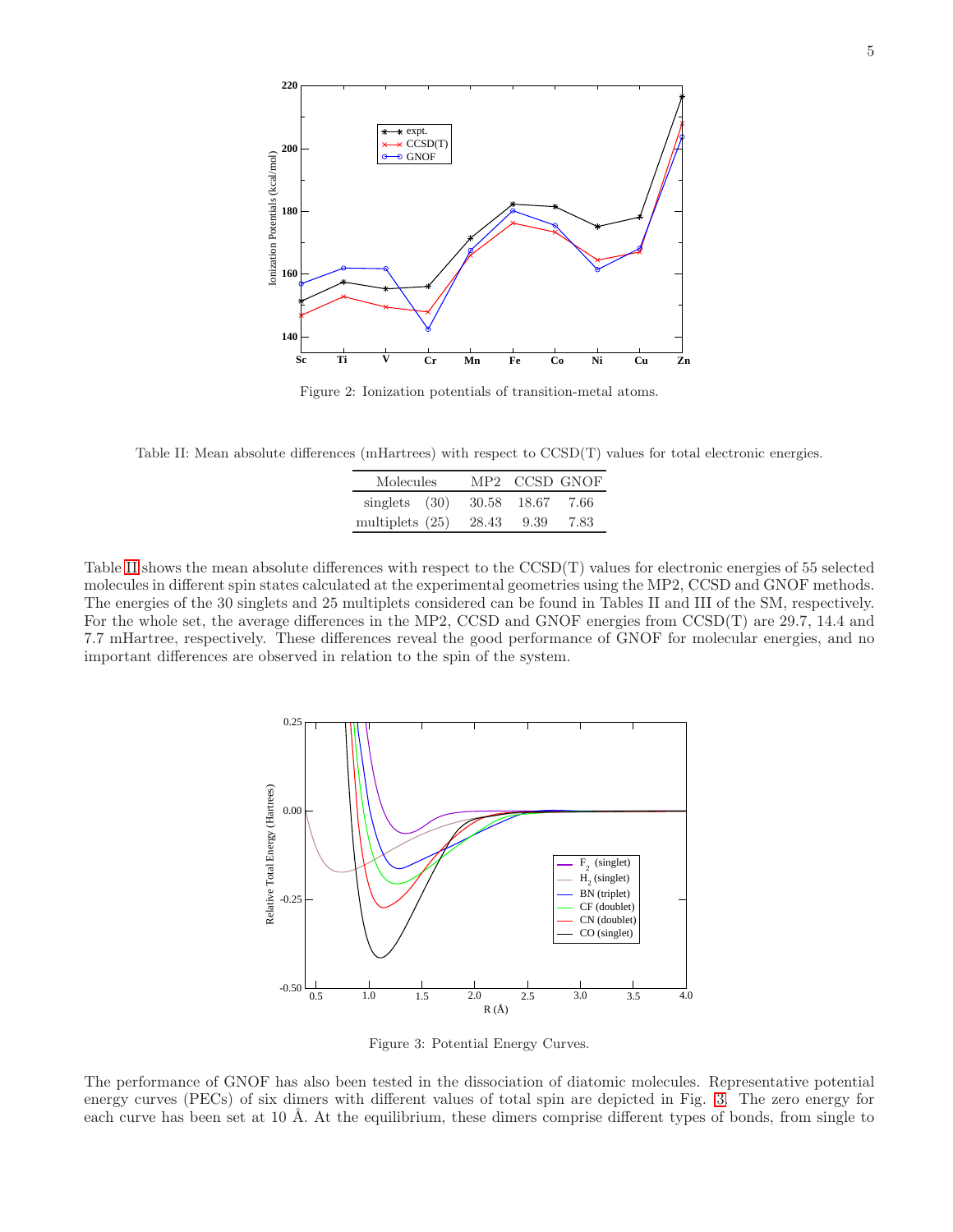Figure 2: Ionization potentials of transition-metal atoms.

Table II: Mean absolute differences (mHartrees) with respect to CCSD(T) values for total electronic energies.

| Molecules | MP2 | CCSD | GNOF |
|---|---|---|---|
| singlets (30) | 30.58 | 18.67 | 7.66 |
| multiplets (25) | 28.43 | 9.39 | 7.83 |

Table II shows the mean absolute differences with respect to the CCSD(T) values for electronic energies of 55 selected molecules in different spin states calculated at the experimental geometries using the MP2, CCSD and GNOF methods. The energies of the 30 singlets and 25 multiplets considered can be found in Tables II and III of the SM, respectively. For the whole set, the average differences in the MP2, CCSD and GNOF energies from CCSD(T) are 29.7, 14.4 and 7.7 mHartree, respectively. These differences reveal the good performance of GNOF for molecular energies, and no important differences are observed in relation to the spin of the system.

Figure 3: Potential Energy Curves.

The performance of GNOF has also been tested in the dissociation of diatomic molecules. Representative potential energy curves (PECs) of six dimers with different values of total spin are depicted in Fig. 3. The zero energy for each curve has been set at 10 Å. At the equilibrium, these dimers comprise different types of bonds, from single to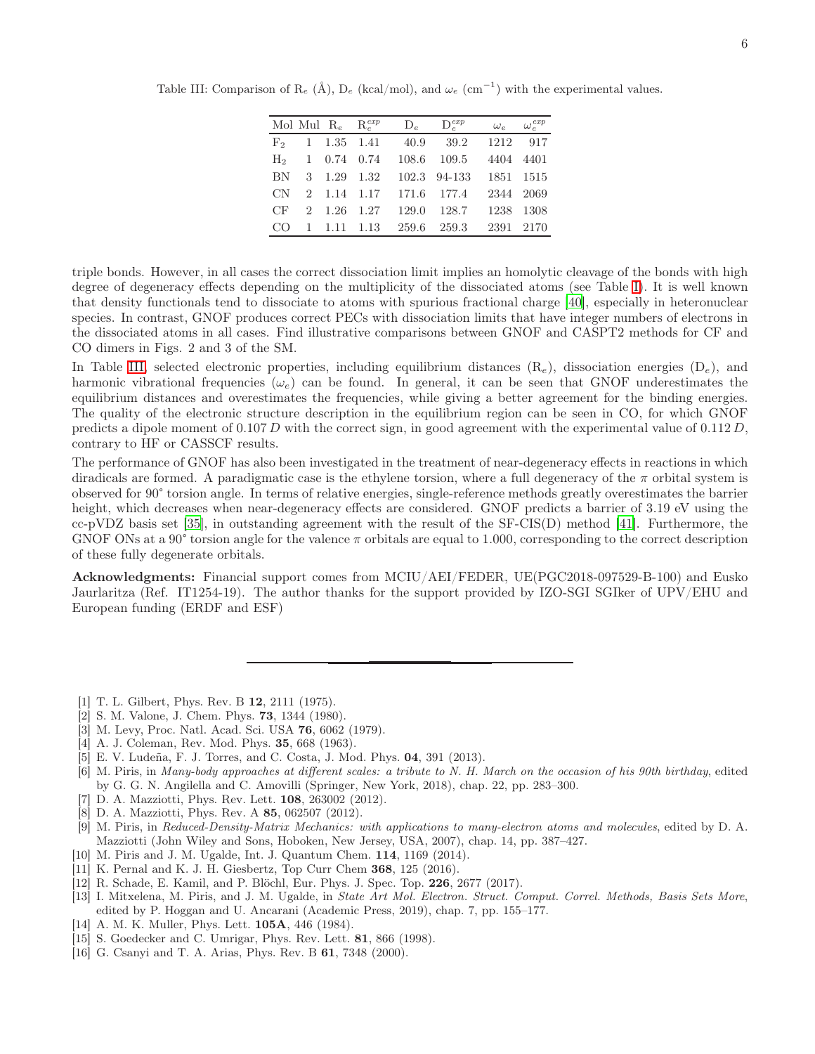Table III: Comparison of $R_e$ (Å), $D_e$ (kcal/mol), and $\omega_e$ ($cm^{-1}$) with the experimental values.

| Mol | Mul | $R_e$ | $R_e^{exp}$ | $D_e$ | $D_e^{exp}$ | $\omega_e$ | $\omega_e^{exp}$ |
|---|---|---|---|---|---|---|---|
| $F_2$ | 1 | 1.35 | 1.41 | 40.9 | 39.2 | 1212 | 917 |
| $H_2$ | 1 | 0.74 | 0.74 | 108.6 | 109.5 | 4404 | 4401 |
| BN | 3 | 1.29 | 1.32 | 102.3 | 94-133 | 1851 | 1515 |
| CN | 2 | 1.14 | 1.17 | 171.6 | 177.4 | 2344 | 2069 |
| CF | 2 | 1.26 | 1.27 | 129.0 | 128.7 | 1238 | 1308 |
| CO | 1 | 1.11 | 1.13 | 259.6 | 259.3 | 2391 | 2170 |

triple bonds. However, in all cases the correct dissociation limit implies an homolytic cleavage of the bonds with high degree of degeneracy effects depending on the multiplicity of the dissociated atoms (see Table I). It is well known that density functionals tend to dissociate to atoms with spurious fractional charge [40], especially in heteronuclear species. In contrast, GNOF produces correct PECs with dissociation limits that have integer numbers of electrons in the dissociated atoms in all cases. Find illustrative comparisons between GNOF and CASPT2 methods for CF and CO dimers in Figs. 2 and 3 of the SM.

In Table III, selected electronic properties, including equilibrium distances ($R_e$), dissociation energies ($D_e$), and harmonic vibrational frequencies ($\omega_e$) can be found. In general, it can be seen that GNOF underestimates the equilibrium distances and overestimates the frequencies, while giving a better agreement for the binding energies. The quality of the electronic structure description in the equilibrium region can be seen in CO, for which GNOF predicts a dipole moment of $0.107\,D$ with the correct sign, in good agreement with the experimental value of $0.112\,D$, contrary to HF or CASSCF results.

The performance of GNOF has also been investigated in the treatment of near-degeneracy effects in reactions in which diradicals are formed. A paradigmatic case is the ethylene torsion, where a full degeneracy of the $\pi$ orbital system is observed for 90° torsion angle. In terms of relative energies, single-reference methods greatly overestimates the barrier height, which decreases when near-degeneracy effects are considered. GNOF predicts a barrier of 3.19 eV using the cc-pVDZ basis set [35], in outstanding agreement with the result of the SF-CIS(D) method [41]. Furthermore, the GNOF ONs at a 90° torsion angle for the valence $\pi$ orbitals are equal to 1.000, corresponding to the correct description of these fully degenerate orbitals.

**Acknowledgments:** Financial support comes from MCIU/AEI/FEDER, UE(PGC2018-097529-B-100) and Eusko Jaurlaritza (Ref. IT1254-19). The author thanks for the support provided by IZO-SGI SGIker of UPV/EHU and European funding (ERDF and ESF)

---

[1] T. L. Gilbert, Phys. Rev. B **12**, 2111 (1975).
[2] S. M. Valone, J. Chem. Phys. **73**, 1344 (1980).
[3] M. Levy, Proc. Natl. Acad. Sci. USA **76**, 6062 (1979).
[4] A. J. Coleman, Rev. Mod. Phys. **35**, 668 (1963).
[5] E. V. Ludeña, F. J. Torres, and C. Costa, J. Mod. Phys. **04**, 391 (2013).
[6] M. Piris, in *Many-body approaches at different scales: a tribute to N. H. March on the occasion of his 90th birthday*, edited by G. G. N. Angilella and C. Amovilli (Springer, New York, 2018), chap. 22, pp. 283–300.
[7] D. A. Mazziotti, Phys. Rev. Lett. **108**, 263002 (2012).
[8] D. A. Mazziotti, Phys. Rev. A **85**, 062507 (2012).
[9] M. Piris, in *Reduced-Density-Matrix Mechanics: with applications to many-electron atoms and molecules*, edited by D. A. Mazziotti (John Wiley and Sons, Hoboken, New Jersey, USA, 2007), chap. 14, pp. 387–427.
[10] M. Piris and J. M. Ugalde, Int. J. Quantum Chem. **114**, 1169 (2014).
[11] K. Pernal and K. J. H. Giesbertz, Top Curr Chem **368**, 125 (2016).
[12] R. Schade, E. Kamil, and P. Blöchl, Eur. Phys. J. Spec. Top. **226**, 2677 (2017).
[13] I. Mitxelena, M. Piris, and J. M. Ugalde, in *State Art Mol. Electron. Struct. Comput. Correl. Methods, Basis Sets More*, edited by P. Hoggan and U. Ancarani (Academic Press, 2019), chap. 7, pp. 155–177.
[14] A. M. K. Muller, Phys. Lett. **105A**, 446 (1984).
[15] S. Goedecker and C. Umrigar, Phys. Rev. Lett. **81**, 866 (1998).
[16] G. Csanyi and T. A. Arias, Phys. Rev. B **61**, 7348 (2000).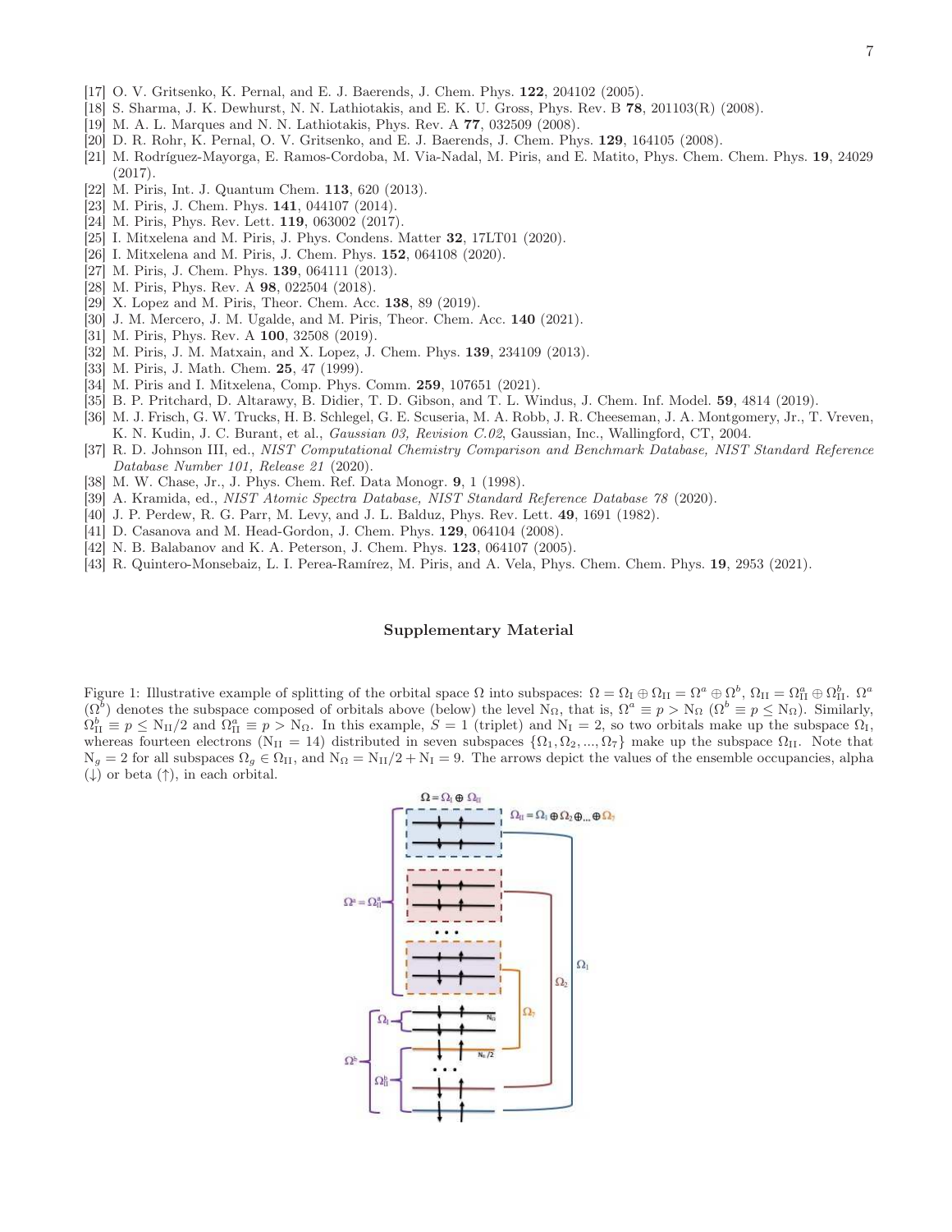[17] O. V. Gritsenko, K. Pernal, and E. J. Baerends, J. Chem. Phys. **122**, 204102 (2005).
[18] S. Sharma, J. K. Dewhurst, N. N. Lathiotakis, and E. K. U. Gross, Phys. Rev. B **78**, 201103(R) (2008).
[19] M. A. L. Marques and N. N. Lathiotakis, Phys. Rev. A **77**, 032509 (2008).
[20] D. R. Rohr, K. Pernal, O. V. Gritsenko, and E. J. Baerends, J. Chem. Phys. **129**, 164105 (2008).
[21] M. Rodríguez-Mayorga, E. Ramos-Cordoba, M. Via-Nadal, M. Piris, and E. Matito, Phys. Chem. Chem. Phys. **19**, 24029 (2017).
[22] M. Piris, Int. J. Quantum Chem. **113**, 620 (2013).
[23] M. Piris, J. Chem. Phys. **141**, 044107 (2014).
[24] M. Piris, Phys. Rev. Lett. **119**, 063002 (2017).
[25] I. Mitxelena and M. Piris, J. Phys. Condens. Matter **32**, 17LT01 (2020).
[26] I. Mitxelena and M. Piris, J. Chem. Phys. **152**, 064108 (2020).
[27] M. Piris, J. Chem. Phys. **139**, 064111 (2013).
[28] M. Piris, Phys. Rev. A **98**, 022504 (2018).
[29] X. Lopez and M. Piris, Theor. Chem. Acc. **138**, 89 (2019).
[30] J. M. Mercero, J. M. Ugalde, and M. Piris, Theor. Chem. Acc. **140** (2021).
[31] M. Piris, Phys. Rev. A **100**, 32508 (2019).
[32] M. Piris, J. M. Matxain, and X. Lopez, J. Chem. Phys. **139**, 234109 (2013).
[33] M. Piris, J. Math. Chem. **25**, 47 (1999).
[34] M. Piris and I. Mitxelena, Comp. Phys. Comm. **259**, 107651 (2021).
[35] B. P. Pritchard, D. Altarawy, B. Didier, T. D. Gibson, and T. L. Windus, J. Chem. Inf. Model. **59**, 4814 (2019).
[36] M. J. Frisch, G. W. Trucks, H. B. Schlegel, G. E. Scuseria, M. A. Robb, J. R. Cheeseman, J. A. Montgomery, Jr., T. Vreven, K. N. Kudin, J. C. Burant, et al., *Gaussian 03, Revision C.02*, Gaussian, Inc., Wallingford, CT, 2004.
[37] R. D. Johnson III, ed., *NIST Computational Chemistry Comparison and Benchmark Database, NIST Standard Reference Database Number 101, Release 21* (2020).
[38] M. W. Chase, Jr., J. Phys. Chem. Ref. Data Monogr. **9**, 1 (1998).
[39] A. Kramida, ed., *NIST Atomic Spectra Database, NIST Standard Reference Database 78* (2020).
[40] J. P. Perdew, R. G. Parr, M. Levy, and J. L. Balduz, Phys. Rev. Lett. **49**, 1691 (1982).
[41] D. Casanova and M. Head-Gordon, J. Chem. Phys. **129**, 064104 (2008).
[42] N. B. Balabanov and K. A. Peterson, J. Chem. Phys. **123**, 064107 (2005).
[43] R. Quintero-Monsebaiz, L. I. Perea-Ramírez, M. Piris, and A. Vela, Phys. Chem. Chem. Phys. **19**, 2953 (2021).

## Supplementary Material

Figure 1: Illustrative example of splitting of the orbital space $\Omega$ into subspaces: $\Omega = \Omega_{\rm I} \oplus \Omega_{\rm II} = \Omega^a \oplus \Omega^b$, $\Omega_{\rm II} = \Omega_{\rm II}^a \oplus \Omega_{\rm II}^b$. $\Omega^a$ ($\Omega^b$) denotes the subspace composed of orbitals above (below) the level $\rm N_\Omega$, that is, $\Omega^a \equiv p > \rm N_\Omega$ ($\Omega^b \equiv p \leq \rm N_\Omega$). Similarly, $\Omega_{\rm II}^b \equiv p \leq \rm N_{II}/2$ and $\Omega_{\rm II}^a \equiv p > \rm N_\Omega$. In this example, $S = 1$ (triplet) and $\rm N_I = 2$, so two orbitals make up the subspace $\Omega_{\rm I}$, whereas fourteen electrons ($\rm N_{II} = 14$) distributed in seven subspaces $\{\Omega_1, \Omega_2, ..., \Omega_7\}$ make up the subspace $\Omega_{\rm II}$. Note that $\rm N_g = 2$ for all subspaces $\Omega_g \in \Omega_{\rm II}$, and $\rm N_\Omega = N_{II}/2 + N_I = 9$. The arrows depict the values of the ensemble occupancies, alpha (↓) or beta (↑), in each orbital.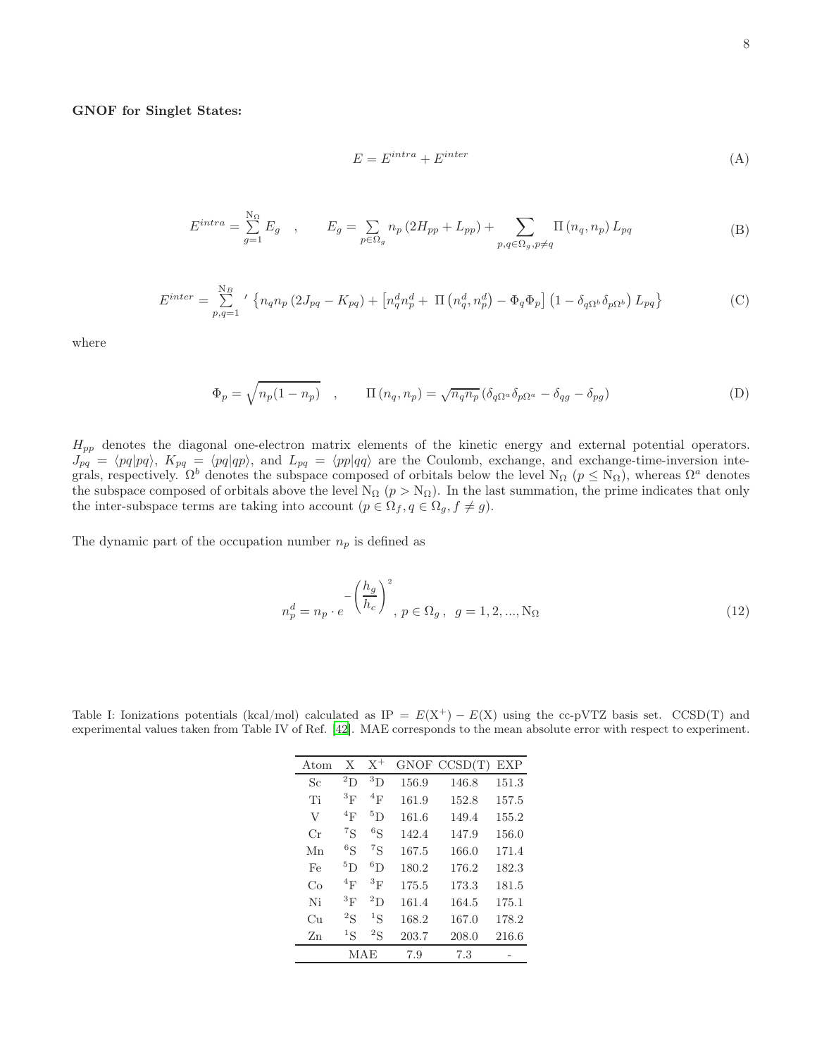**GNOF for Singlet States:**

$$E = E^{intra} + E^{inter} \tag{A}$$

$$E^{intra} = \sum_{g=1}^{\mathrm{N}_\Omega} E_g \quad , \qquad E_g = \sum_{p\in\Omega_g} n_p \left(2H_{pp} + L_{pp}\right) + \sum_{p,q\in\Omega_g, p\neq q} \Pi\left(n_q, n_p\right) L_{pq} \tag{B}$$

$$E^{inter} = \sum_{p,q=1}^{\mathrm{N}_B}{}' \left\{ n_q n_p \left(2J_{pq} - K_{pq}\right) + \left[n_q^d n_p^d + \, \Pi\left(n_q^d, n_p^d\right) - \Phi_q \Phi_p\right] \left(1 - \delta_{q\Omega^b}\delta_{p\Omega^b}\right) L_{pq} \right\} \tag{C}$$

where

$$\Phi_p = \sqrt{n_p(1-n_p)} \quad , \qquad \Pi\left(n_q, n_p\right) = \sqrt{n_q n_p}\left(\delta_{q\Omega^a}\delta_{p\Omega^a} - \delta_{qg} - \delta_{pg}\right) \tag{D}$$

$H_{pp}$ denotes the diagonal one-electron matrix elements of the kinetic energy and external potential operators. $J_{pq} = \langle pq|pq\rangle$, $K_{pq} = \langle pq|qp\rangle$, and $L_{pq} = \langle pp|qq\rangle$ are the Coulomb, exchange, and exchange-time-inversion integrals, respectively. $\Omega^b$ denotes the subspace composed of orbitals below the level $\mathrm{N}_\Omega$ ($p \leq \mathrm{N}_\Omega$), whereas $\Omega^a$ denotes the subspace composed of orbitals above the level $\mathrm{N}_\Omega$ ($p > \mathrm{N}_\Omega$). In the last summation, the prime indicates that only the inter-subspace terms are taking into account ($p \in \Omega_f, q \in \Omega_g, f \neq g$).

The dynamic part of the occupation number $n_p$ is defined as

$$n_p^d = n_p \cdot e^{-\left(\frac{h_g}{h_c}\right)^2}, \; p \in \Omega_g \,, \;\; g = 1, 2, ..., \mathrm{N}_\Omega \tag{12}$$

Table I: Ionizations potentials (kcal/mol) calculated as IP $= E(\mathrm{X}^+) - E(\mathrm{X})$ using the cc-pVTZ basis set. CCSD(T) and experimental values taken from Table IV of Ref. [42]. MAE corresponds to the mean absolute error with respect to experiment.

| Atom | X | $\mathrm{X}^+$ | GNOF | CCSD(T) | EXP |
|---|---|---|---|---|---|
| Sc | $^2$D | $^3$D | 156.9 | 146.8 | 151.3 |
| Ti | $^3$F | $^4$F | 161.9 | 152.8 | 157.5 |
| V | $^4$F | $^5$D | 161.6 | 149.4 | 155.2 |
| Cr | $^7$S | $^6$S | 142.4 | 147.9 | 156.0 |
| Mn | $^6$S | $^7$S | 167.5 | 166.0 | 171.4 |
| Fe | $^5$D | $^6$D | 180.2 | 176.2 | 182.3 |
| Co | $^4$F | $^3$F | 175.5 | 173.3 | 181.5 |
| Ni | $^3$F | $^2$D | 161.4 | 164.5 | 175.1 |
| Cu | $^2$S | $^1$S | 168.2 | 167.0 | 178.2 |
| Zn | $^1$S | $^2$S | 203.7 | 208.0 | 216.6 |
| | MAE | | 7.9 | 7.3 | - |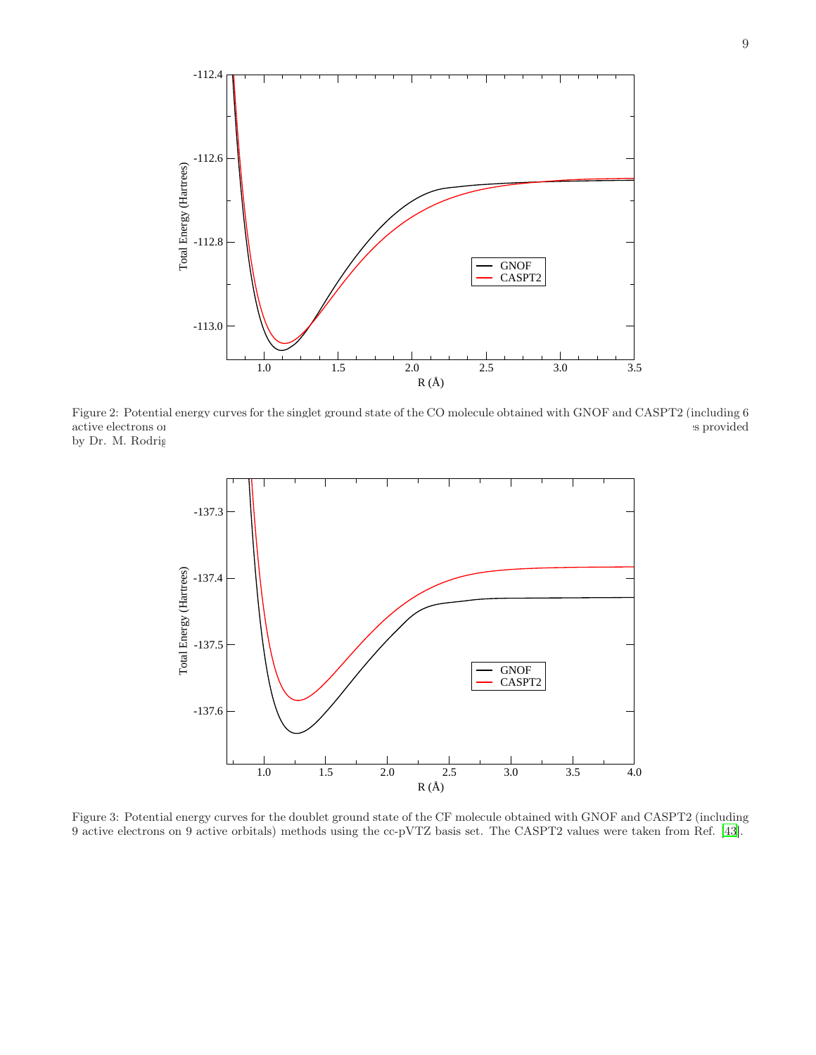Figure 2: Potential energy curves for the singlet ground state of the CO molecule obtained with GNOF and CASPT2 (including 6 active electrons on ... s provided by Dr. M. Rodrig...

Figure 3: Potential energy curves for the doublet ground state of the CF molecule obtained with GNOF and CASPT2 (including 9 active electrons on 9 active orbitals) methods using the cc-pVTZ basis set. The CASPT2 values were taken from Ref. [43].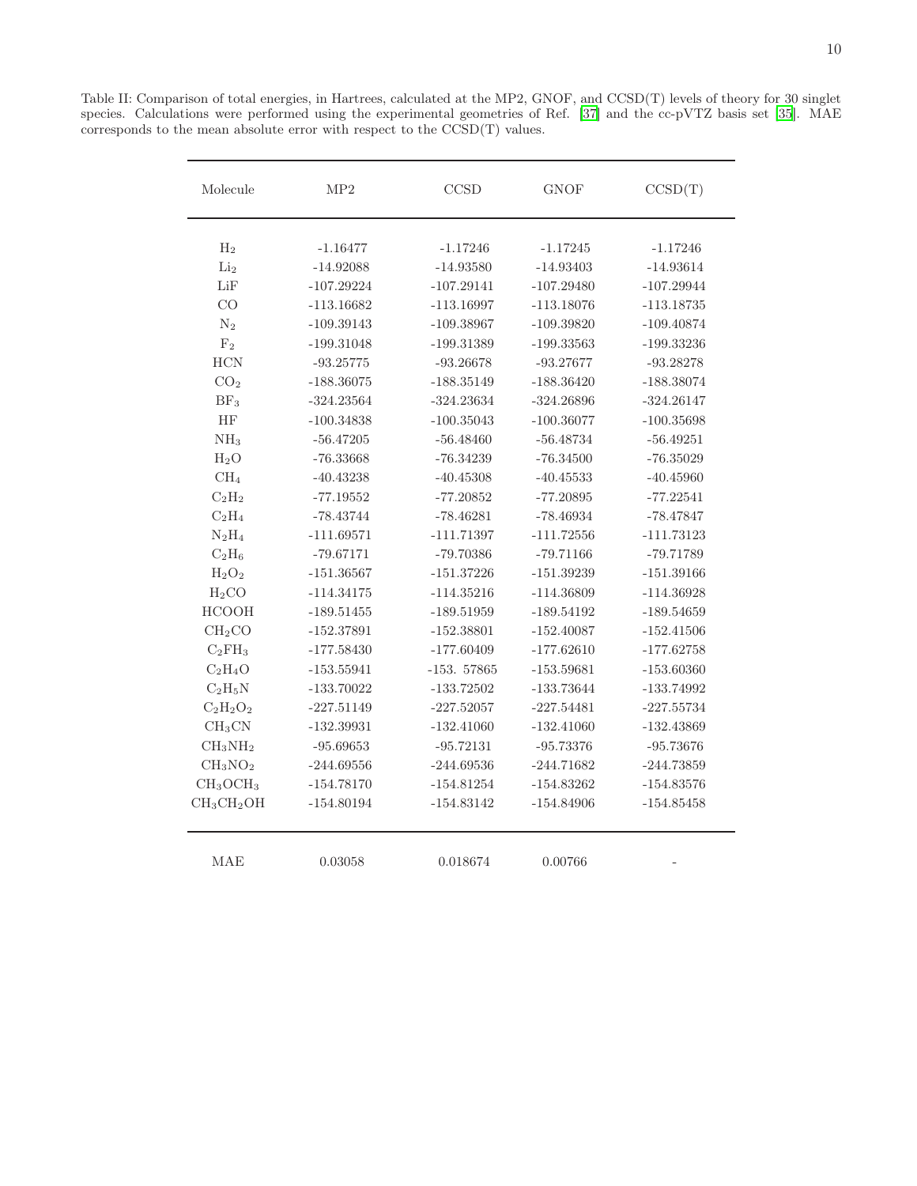Table II: Comparison of total energies, in Hartrees, calculated at the MP2, GNOF, and CCSD(T) levels of theory for 30 singlet species. Calculations were performed using the experimental geometries of Ref. [37] and the cc-pVTZ basis set [35]. MAE corresponds to the mean absolute error with respect to the CCSD(T) values.

| Molecule | MP2 | CCSD | GNOF | CCSD(T) |
|---|---|---|---|---|
| $H_2$ | -1.16477 | -1.17246 | -1.17245 | -1.17246 |
| $Li_2$ | -14.92088 | -14.93580 | -14.93403 | -14.93614 |
| LiF | -107.29224 | -107.29141 | -107.29480 | -107.29944 |
| CO | -113.16682 | -113.16997 | -113.18076 | -113.18735 |
| $N_2$ | -109.39143 | -109.38967 | -109.39820 | -109.40874 |
| $F_2$ | -199.31048 | -199.31389 | -199.33563 | -199.33236 |
| HCN | -93.25775 | -93.26678 | -93.27677 | -93.28278 |
| $CO_2$ | -188.36075 | -188.35149 | -188.36420 | -188.38074 |
| $BF_3$ | -324.23564 | -324.23634 | -324.26896 | -324.26147 |
| HF | -100.34838 | -100.35043 | -100.36077 | -100.35698 |
| $NH_3$ | -56.47205 | -56.48460 | -56.48734 | -56.49251 |
| $H_2O$ | -76.33668 | -76.34239 | -76.34500 | -76.35029 |
| $CH_4$ | -40.43238 | -40.45308 | -40.45533 | -40.45960 |
| $C_2H_2$ | -77.19552 | -77.20852 | -77.20895 | -77.22541 |
| $C_2H_4$ | -78.43744 | -78.46281 | -78.46934 | -78.47847 |
| $N_2H_4$ | -111.69571 | -111.71397 | -111.72556 | -111.73123 |
| $C_2H_6$ | -79.67171 | -79.70386 | -79.71166 | -79.71789 |
| $H_2O_2$ | -151.36567 | -151.37226 | -151.39239 | -151.39166 |
| $H_2CO$ | -114.34175 | -114.35216 | -114.36809 | -114.36928 |
| HCOOH | -189.51455 | -189.51959 | -189.54192 | -189.54659 |
| $CH_2CO$ | -152.37891 | -152.38801 | -152.40087 | -152.41506 |
| $C_2FH_3$ | -177.58430 | -177.60409 | -177.62610 | -177.62758 |
| $C_2H_4O$ | -153.55941 | -153. 57865 | -153.59681 | -153.60360 |
| $C_2H_5N$ | -133.70022 | -133.72502 | -133.73644 | -133.74992 |
| $C_2H_2O_2$ | -227.51149 | -227.52057 | -227.54481 | -227.55734 |
| $CH_3CN$ | -132.39931 | -132.41060 | -132.41060 | -132.43869 |
| $CH_3NH_2$ | -95.69653 | -95.72131 | -95.73376 | -95.73676 |
| $CH_3NO_2$ | -244.69556 | -244.69536 | -244.71682 | -244.73859 |
| $CH_3OCH_3$ | -154.78170 | -154.81254 | -154.83262 | -154.83576 |
| $CH_3CH_2OH$ | -154.80194 | -154.83142 | -154.84906 | -154.85458 |
| MAE | 0.03058 | 0.018674 | 0.00766 | - |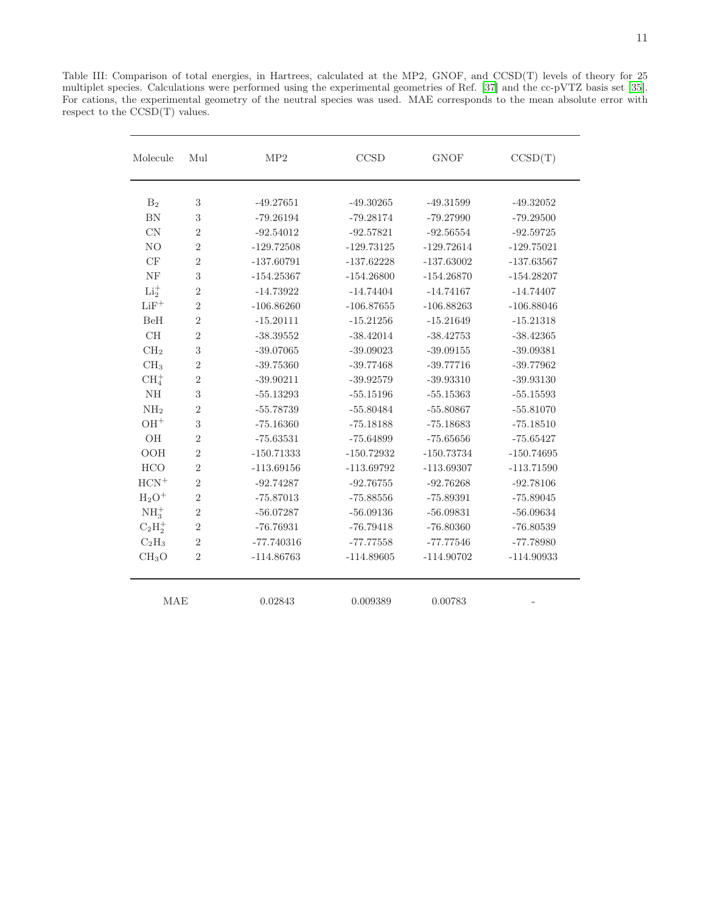Table III: Comparison of total energies, in Hartrees, calculated at the MP2, GNOF, and CCSD(T) levels of theory for 25 multiplet species. Calculations were performed using the experimental geometries of Ref. [37] and the cc-pVTZ basis set [35]. For cations, the experimental geometry of the neutral species was used. MAE corresponds to the mean absolute error with respect to the CCSD(T) values.

| Molecule | Mul | MP2 | CCSD | GNOF | CCSD(T) |
|---|---|---|---|---|---|
| $B_2$ | 3 | -49.27651 | -49.30265 | -49.31599 | -49.32052 |
| BN | 3 | -79.26194 | -79.28174 | -79.27990 | -79.29500 |
| CN | 2 | -92.54012 | -92.57821 | -92.56554 | -92.59725 |
| NO | 2 | -129.72508 | -129.73125 | -129.72614 | -129.75021 |
| CF | 2 | -137.60791 | -137.62228 | -137.63002 | -137.63567 |
| NF | 3 | -154.25367 | -154.26800 | -154.26870 | -154.28207 |
| $Li_2^+$ | 2 | -14.73922 | -14.74404 | -14.74167 | -14.74407 |
| $LiF^+$ | 2 | -106.86260 | -106.87655 | -106.88263 | -106.88046 |
| BeH | 2 | -15.20111 | -15.21256 | -15.21649 | -15.21318 |
| CH | 2 | -38.39552 | -38.42014 | -38.42753 | -38.42365 |
| $CH_2$ | 3 | -39.07065 | -39.09023 | -39.09155 | -39.09381 |
| $CH_3$ | 2 | -39.75360 | -39.77468 | -39.77716 | -39.77962 |
| $CH_4^+$ | 2 | -39.90211 | -39.92579 | -39.93310 | -39.93130 |
| NH | 3 | -55.13293 | -55.15196 | -55.15363 | -55.15593 |
| $NH_2$ | 2 | -55.78739 | -55.80484 | -55.80867 | -55.81070 |
| $OH^+$ | 3 | -75.16360 | -75.18188 | -75.18683 | -75.18510 |
| OH | 2 | -75.63531 | -75.64899 | -75.65656 | -75.65427 |
| OOH | 2 | -150.71333 | -150.72932 | -150.73734 | -150.74695 |
| HCO | 2 | -113.69156 | -113.69792 | -113.69307 | -113.71590 |
| $HCN^+$ | 2 | -92.74287 | -92.76755 | -92.76268 | -92.78106 |
| $H_2O^+$ | 2 | -75.87013 | -75.88556 | -75.89391 | -75.89045 |
| $NH_3^+$ | 2 | -56.07287 | -56.09136 | -56.09831 | -56.09634 |
| $C_2H_2^+$ | 2 | -76.76931 | -76.79418 | -76.80360 | -76.80539 |
| $C_2H_3$ | 2 | -77.740316 | -77.77558 | -77.77546 | -77.78980 |
| $CH_3O$ | 2 | -114.86763 | -114.89605 | -114.90702 | -114.90933 |
| MAE | | 0.02843 | 0.009389 | 0.00783 | - |